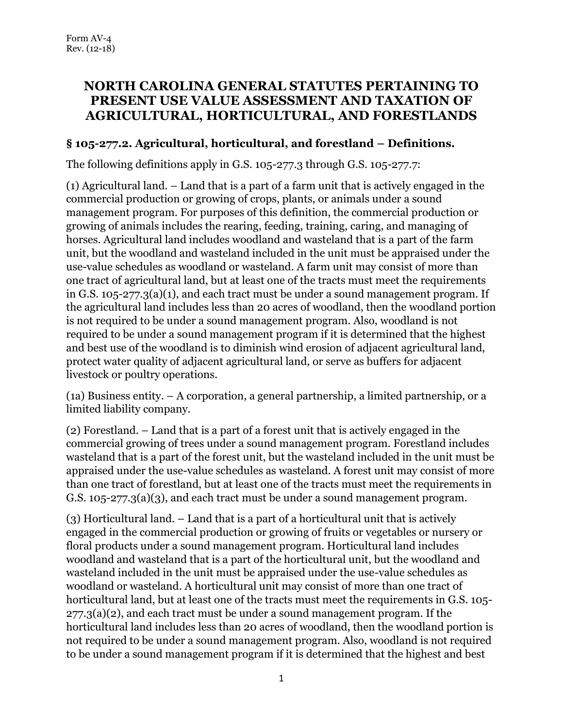Form AV-4
Rev. (12-18)

# NORTH CAROLINA GENERAL STATUTES PERTAINING TO PRESENT USE VALUE ASSESSMENT AND TAXATION OF AGRICULTURAL, HORTICULTURAL, AND FORESTLANDS

## § 105-277.2. Agricultural, horticultural, and forestland – Definitions.

The following definitions apply in G.S. 105-277.3 through G.S. 105-277.7:

(1) Agricultural land. – Land that is a part of a farm unit that is actively engaged in the commercial production or growing of crops, plants, or animals under a sound management program. For purposes of this definition, the commercial production or growing of animals includes the rearing, feeding, training, caring, and managing of horses. Agricultural land includes woodland and wasteland that is a part of the farm unit, but the woodland and wasteland included in the unit must be appraised under the use-value schedules as woodland or wasteland. A farm unit may consist of more than one tract of agricultural land, but at least one of the tracts must meet the requirements in G.S. 105-277.3(a)(1), and each tract must be under a sound management program. If the agricultural land includes less than 20 acres of woodland, then the woodland portion is not required to be under a sound management program. Also, woodland is not required to be under a sound management program if it is determined that the highest and best use of the woodland is to diminish wind erosion of adjacent agricultural land, protect water quality of adjacent agricultural land, or serve as buffers for adjacent livestock or poultry operations.

(1a) Business entity. – A corporation, a general partnership, a limited partnership, or a limited liability company.

(2) Forestland. – Land that is a part of a forest unit that is actively engaged in the commercial growing of trees under a sound management program. Forestland includes wasteland that is a part of the forest unit, but the wasteland included in the unit must be appraised under the use-value schedules as wasteland. A forest unit may consist of more than one tract of forestland, but at least one of the tracts must meet the requirements in G.S. 105-277.3(a)(3), and each tract must be under a sound management program.

(3) Horticultural land. – Land that is a part of a horticultural unit that is actively engaged in the commercial production or growing of fruits or vegetables or nursery or floral products under a sound management program. Horticultural land includes woodland and wasteland that is a part of the horticultural unit, but the woodland and wasteland included in the unit must be appraised under the use-value schedules as woodland or wasteland. A horticultural unit may consist of more than one tract of horticultural land, but at least one of the tracts must meet the requirements in G.S. 105-277.3(a)(2), and each tract must be under a sound management program. If the horticultural land includes less than 20 acres of woodland, then the woodland portion is not required to be under a sound management program. Also, woodland is not required to be under a sound management program if it is determined that the highest and best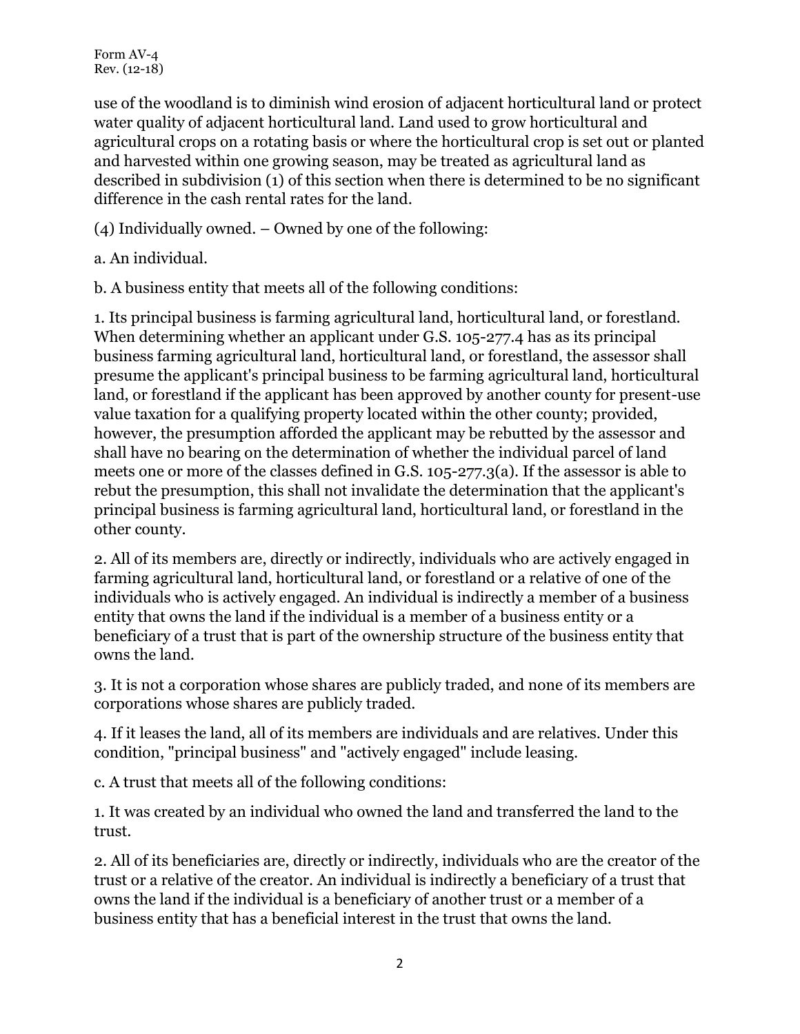use of the woodland is to diminish wind erosion of adjacent horticultural land or protect water quality of adjacent horticultural land. Land used to grow horticultural and agricultural crops on a rotating basis or where the horticultural crop is set out or planted and harvested within one growing season, may be treated as agricultural land as described in subdivision (1) of this section when there is determined to be no significant difference in the cash rental rates for the land.

(4) Individually owned. – Owned by one of the following:

a. An individual.

b. A business entity that meets all of the following conditions:

1. Its principal business is farming agricultural land, horticultural land, or forestland. When determining whether an applicant under G.S. 105-277.4 has as its principal business farming agricultural land, horticultural land, or forestland, the assessor shall presume the applicant's principal business to be farming agricultural land, horticultural land, or forestland if the applicant has been approved by another county for present-use value taxation for a qualifying property located within the other county; provided, however, the presumption afforded the applicant may be rebutted by the assessor and shall have no bearing on the determination of whether the individual parcel of land meets one or more of the classes defined in G.S. 105-277.3(a). If the assessor is able to rebut the presumption, this shall not invalidate the determination that the applicant's principal business is farming agricultural land, horticultural land, or forestland in the other county.

2. All of its members are, directly or indirectly, individuals who are actively engaged in farming agricultural land, horticultural land, or forestland or a relative of one of the individuals who is actively engaged. An individual is indirectly a member of a business entity that owns the land if the individual is a member of a business entity or a beneficiary of a trust that is part of the ownership structure of the business entity that owns the land.

3. It is not a corporation whose shares are publicly traded, and none of its members are corporations whose shares are publicly traded.

4. If it leases the land, all of its members are individuals and are relatives. Under this condition, "principal business" and "actively engaged" include leasing.

c. A trust that meets all of the following conditions:

1. It was created by an individual who owned the land and transferred the land to the trust.

2. All of its beneficiaries are, directly or indirectly, individuals who are the creator of the trust or a relative of the creator. An individual is indirectly a beneficiary of a trust that owns the land if the individual is a beneficiary of another trust or a member of a business entity that has a beneficial interest in the trust that owns the land.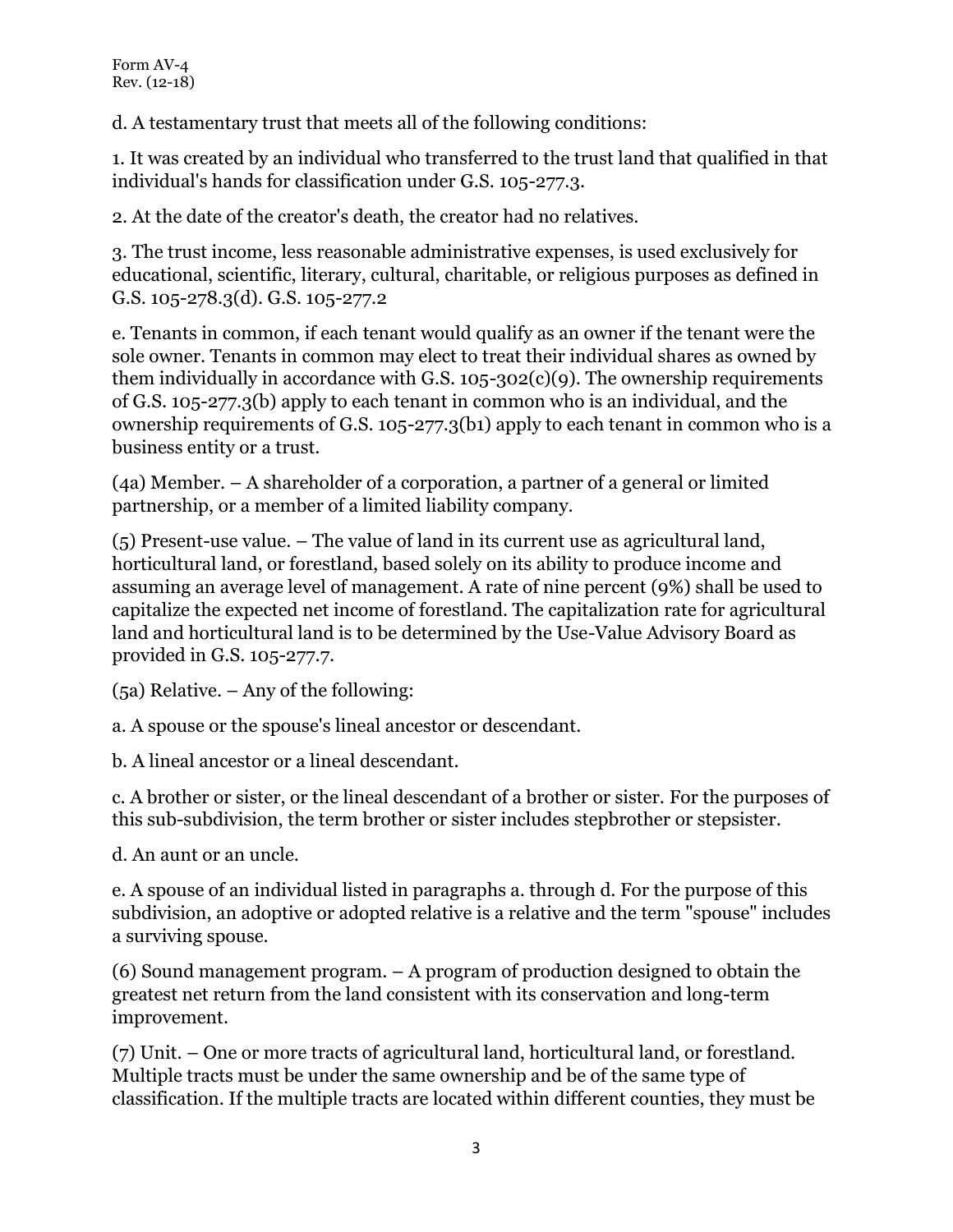d. A testamentary trust that meets all of the following conditions:

1. It was created by an individual who transferred to the trust land that qualified in that individual's hands for classification under G.S. 105-277.3.

2. At the date of the creator's death, the creator had no relatives.

3. The trust income, less reasonable administrative expenses, is used exclusively for educational, scientific, literary, cultural, charitable, or religious purposes as defined in G.S. 105-278.3(d). G.S. 105-277.2

e. Tenants in common, if each tenant would qualify as an owner if the tenant were the sole owner. Tenants in common may elect to treat their individual shares as owned by them individually in accordance with G.S. 105-302(c)(9). The ownership requirements of G.S. 105-277.3(b) apply to each tenant in common who is an individual, and the ownership requirements of G.S. 105-277.3(b1) apply to each tenant in common who is a business entity or a trust.

(4a) Member. – A shareholder of a corporation, a partner of a general or limited partnership, or a member of a limited liability company.

(5) Present-use value. – The value of land in its current use as agricultural land, horticultural land, or forestland, based solely on its ability to produce income and assuming an average level of management. A rate of nine percent (9%) shall be used to capitalize the expected net income of forestland. The capitalization rate for agricultural land and horticultural land is to be determined by the Use-Value Advisory Board as provided in G.S. 105-277.7.

(5a) Relative. – Any of the following:

a. A spouse or the spouse's lineal ancestor or descendant.

b. A lineal ancestor or a lineal descendant.

c. A brother or sister, or the lineal descendant of a brother or sister. For the purposes of this sub-subdivision, the term brother or sister includes stepbrother or stepsister.

d. An aunt or an uncle.

e. A spouse of an individual listed in paragraphs a. through d. For the purpose of this subdivision, an adoptive or adopted relative is a relative and the term "spouse" includes a surviving spouse.

(6) Sound management program. – A program of production designed to obtain the greatest net return from the land consistent with its conservation and long-term improvement.

(7) Unit. – One or more tracts of agricultural land, horticultural land, or forestland. Multiple tracts must be under the same ownership and be of the same type of classification. If the multiple tracts are located within different counties, they must be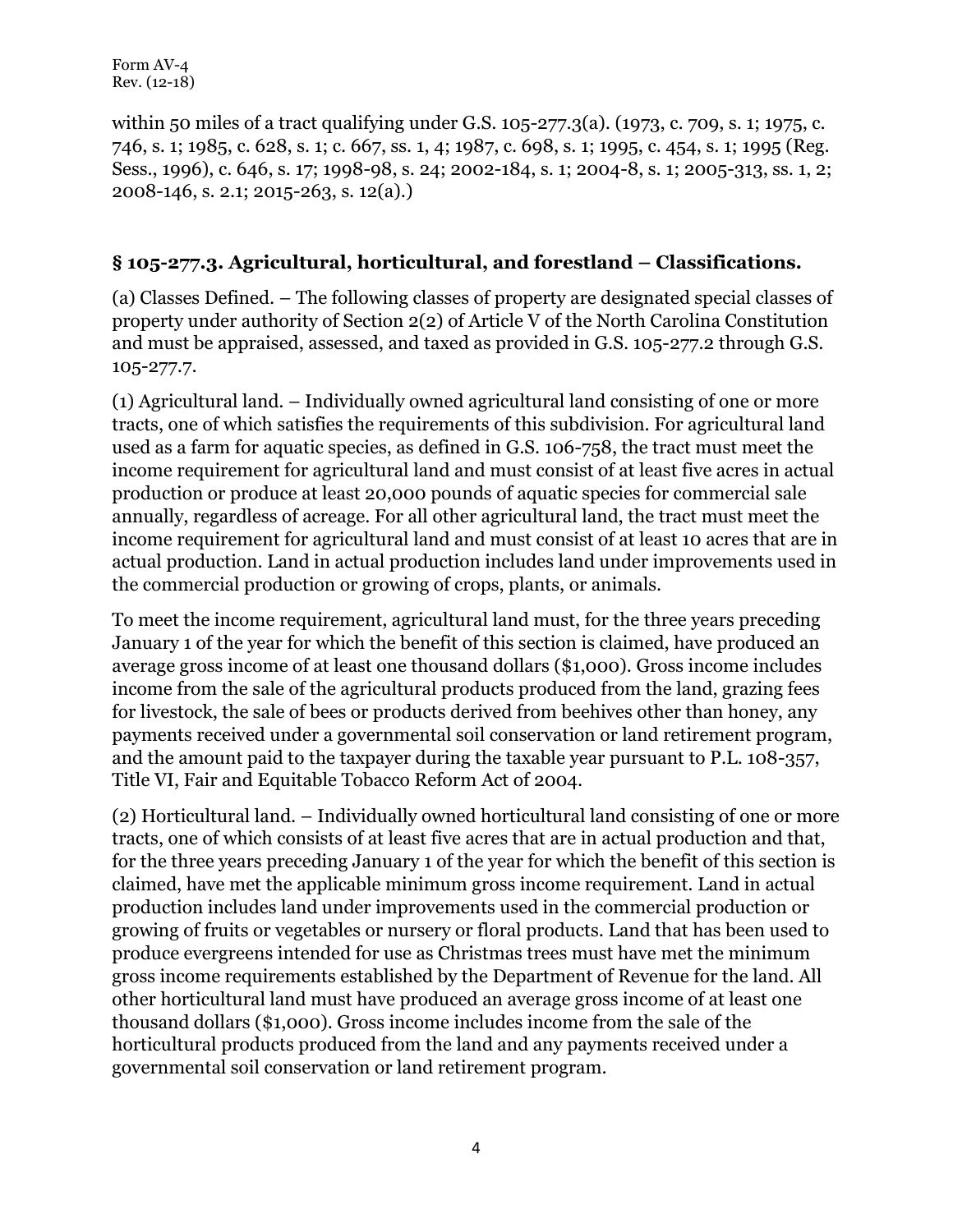within 50 miles of a tract qualifying under G.S. 105-277.3(a). (1973, c. 709, s. 1; 1975, c. 746, s. 1; 1985, c. 628, s. 1; c. 667, ss. 1, 4; 1987, c. 698, s. 1; 1995, c. 454, s. 1; 1995 (Reg. Sess., 1996), c. 646, s. 17; 1998-98, s. 24; 2002-184, s. 1; 2004-8, s. 1; 2005-313, ss. 1, 2; 2008-146, s. 2.1; 2015-263, s. 12(a).)

## § 105-277.3. Agricultural, horticultural, and forestland – Classifications.

(a) Classes Defined. – The following classes of property are designated special classes of property under authority of Section 2(2) of Article V of the North Carolina Constitution and must be appraised, assessed, and taxed as provided in G.S. 105-277.2 through G.S. 105-277.7.

(1) Agricultural land. – Individually owned agricultural land consisting of one or more tracts, one of which satisfies the requirements of this subdivision. For agricultural land used as a farm for aquatic species, as defined in G.S. 106-758, the tract must meet the income requirement for agricultural land and must consist of at least five acres in actual production or produce at least 20,000 pounds of aquatic species for commercial sale annually, regardless of acreage. For all other agricultural land, the tract must meet the income requirement for agricultural land and must consist of at least 10 acres that are in actual production. Land in actual production includes land under improvements used in the commercial production or growing of crops, plants, or animals.

To meet the income requirement, agricultural land must, for the three years preceding January 1 of the year for which the benefit of this section is claimed, have produced an average gross income of at least one thousand dollars ($1,000). Gross income includes income from the sale of the agricultural products produced from the land, grazing fees for livestock, the sale of bees or products derived from beehives other than honey, any payments received under a governmental soil conservation or land retirement program, and the amount paid to the taxpayer during the taxable year pursuant to P.L. 108-357, Title VI, Fair and Equitable Tobacco Reform Act of 2004.

(2) Horticultural land. – Individually owned horticultural land consisting of one or more tracts, one of which consists of at least five acres that are in actual production and that, for the three years preceding January 1 of the year for which the benefit of this section is claimed, have met the applicable minimum gross income requirement. Land in actual production includes land under improvements used in the commercial production or growing of fruits or vegetables or nursery or floral products. Land that has been used to produce evergreens intended for use as Christmas trees must have met the minimum gross income requirements established by the Department of Revenue for the land. All other horticultural land must have produced an average gross income of at least one thousand dollars ($1,000). Gross income includes income from the sale of the horticultural products produced from the land and any payments received under a governmental soil conservation or land retirement program.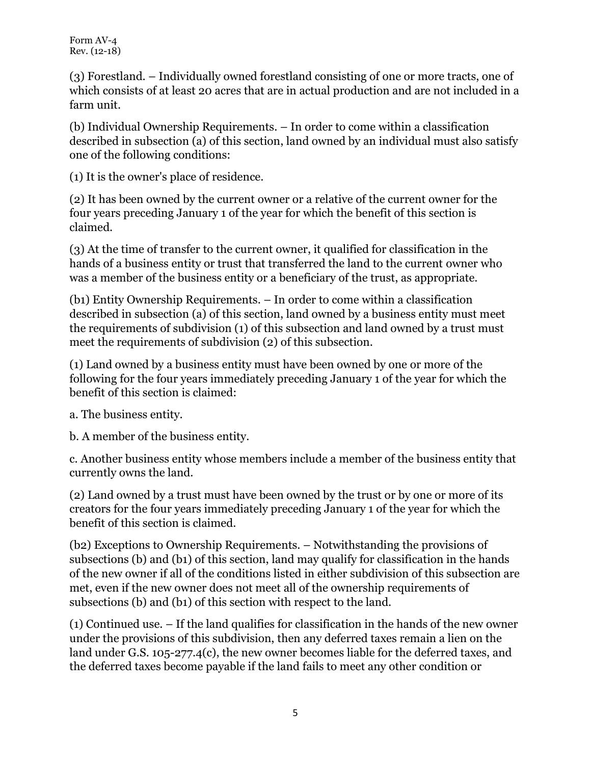(3) Forestland. – Individually owned forestland consisting of one or more tracts, one of which consists of at least 20 acres that are in actual production and are not included in a farm unit.

(b) Individual Ownership Requirements. – In order to come within a classification described in subsection (a) of this section, land owned by an individual must also satisfy one of the following conditions:

(1) It is the owner's place of residence.

(2) It has been owned by the current owner or a relative of the current owner for the four years preceding January 1 of the year for which the benefit of this section is claimed.

(3) At the time of transfer to the current owner, it qualified for classification in the hands of a business entity or trust that transferred the land to the current owner who was a member of the business entity or a beneficiary of the trust, as appropriate.

(b1) Entity Ownership Requirements. – In order to come within a classification described in subsection (a) of this section, land owned by a business entity must meet the requirements of subdivision (1) of this subsection and land owned by a trust must meet the requirements of subdivision (2) of this subsection.

(1) Land owned by a business entity must have been owned by one or more of the following for the four years immediately preceding January 1 of the year for which the benefit of this section is claimed:

a. The business entity.

b. A member of the business entity.

c. Another business entity whose members include a member of the business entity that currently owns the land.

(2) Land owned by a trust must have been owned by the trust or by one or more of its creators for the four years immediately preceding January 1 of the year for which the benefit of this section is claimed.

(b2) Exceptions to Ownership Requirements. – Notwithstanding the provisions of subsections (b) and (b1) of this section, land may qualify for classification in the hands of the new owner if all of the conditions listed in either subdivision of this subsection are met, even if the new owner does not meet all of the ownership requirements of subsections (b) and (b1) of this section with respect to the land.

(1) Continued use. – If the land qualifies for classification in the hands of the new owner under the provisions of this subdivision, then any deferred taxes remain a lien on the land under G.S. 105-277.4(c), the new owner becomes liable for the deferred taxes, and the deferred taxes become payable if the land fails to meet any other condition or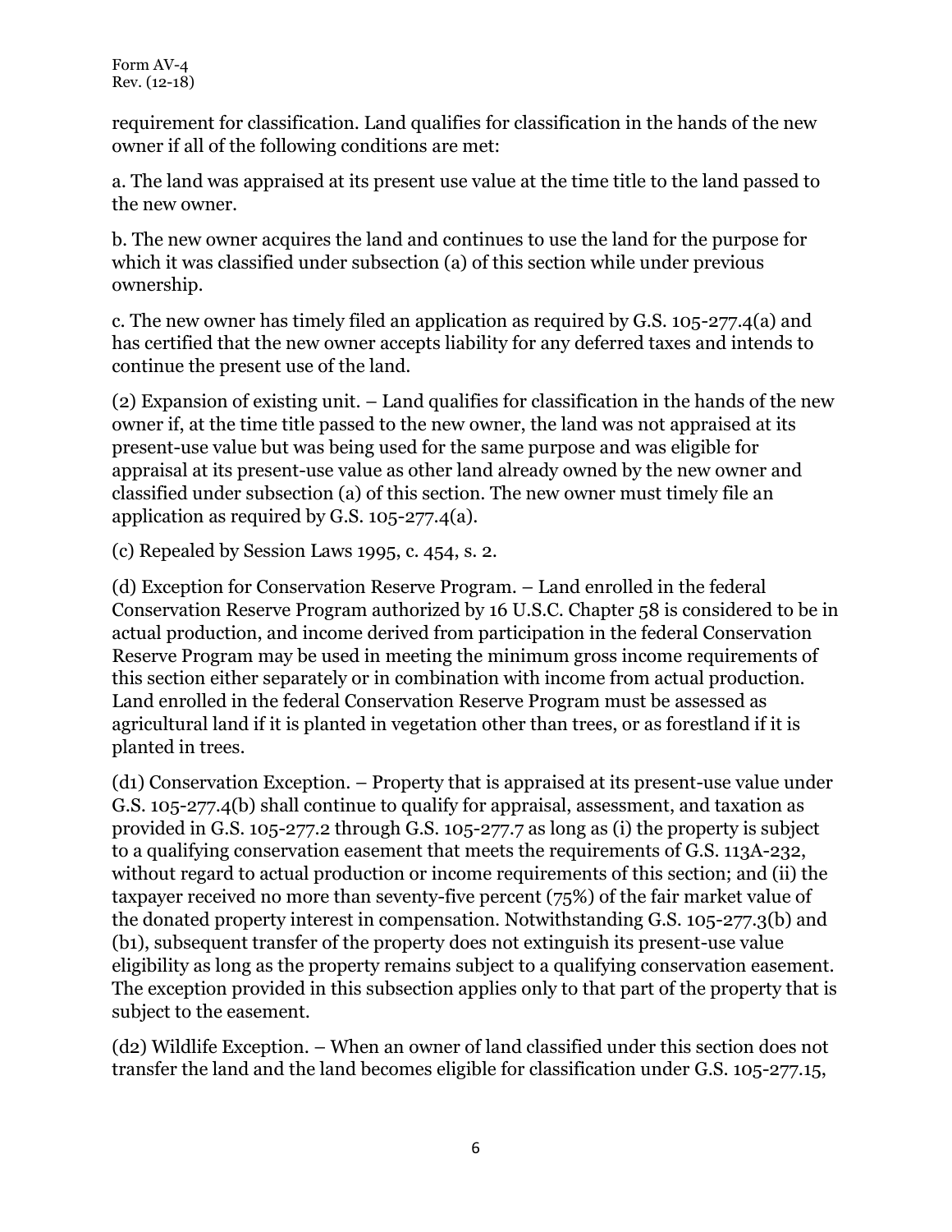requirement for classification. Land qualifies for classification in the hands of the new owner if all of the following conditions are met:

a. The land was appraised at its present use value at the time title to the land passed to the new owner.

b. The new owner acquires the land and continues to use the land for the purpose for which it was classified under subsection (a) of this section while under previous ownership.

c. The new owner has timely filed an application as required by G.S. 105-277.4(a) and has certified that the new owner accepts liability for any deferred taxes and intends to continue the present use of the land.

(2) Expansion of existing unit. – Land qualifies for classification in the hands of the new owner if, at the time title passed to the new owner, the land was not appraised at its present-use value but was being used for the same purpose and was eligible for appraisal at its present-use value as other land already owned by the new owner and classified under subsection (a) of this section. The new owner must timely file an application as required by G.S. 105-277.4(a).

(c) Repealed by Session Laws 1995, c. 454, s. 2.

(d) Exception for Conservation Reserve Program. – Land enrolled in the federal Conservation Reserve Program authorized by 16 U.S.C. Chapter 58 is considered to be in actual production, and income derived from participation in the federal Conservation Reserve Program may be used in meeting the minimum gross income requirements of this section either separately or in combination with income from actual production. Land enrolled in the federal Conservation Reserve Program must be assessed as agricultural land if it is planted in vegetation other than trees, or as forestland if it is planted in trees.

(d1) Conservation Exception. – Property that is appraised at its present-use value under G.S. 105-277.4(b) shall continue to qualify for appraisal, assessment, and taxation as provided in G.S. 105-277.2 through G.S. 105-277.7 as long as (i) the property is subject to a qualifying conservation easement that meets the requirements of G.S. 113A-232, without regard to actual production or income requirements of this section; and (ii) the taxpayer received no more than seventy-five percent (75%) of the fair market value of the donated property interest in compensation. Notwithstanding G.S. 105-277.3(b) and (b1), subsequent transfer of the property does not extinguish its present-use value eligibility as long as the property remains subject to a qualifying conservation easement. The exception provided in this subsection applies only to that part of the property that is subject to the easement.

(d2) Wildlife Exception. – When an owner of land classified under this section does not transfer the land and the land becomes eligible for classification under G.S. 105-277.15,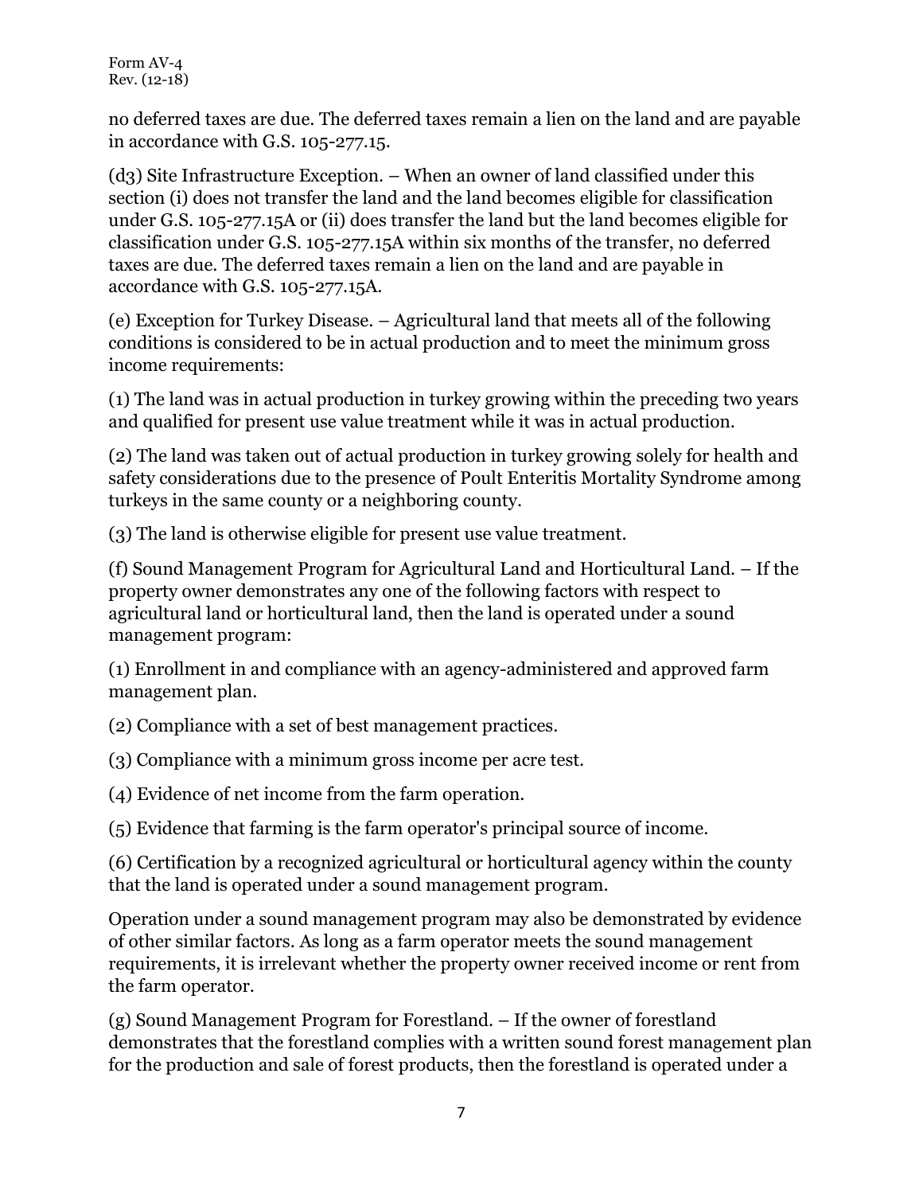no deferred taxes are due. The deferred taxes remain a lien on the land and are payable in accordance with G.S. 105-277.15.

(d3) Site Infrastructure Exception. – When an owner of land classified under this section (i) does not transfer the land and the land becomes eligible for classification under G.S. 105-277.15A or (ii) does transfer the land but the land becomes eligible for classification under G.S. 105-277.15A within six months of the transfer, no deferred taxes are due. The deferred taxes remain a lien on the land and are payable in accordance with G.S. 105-277.15A.

(e) Exception for Turkey Disease. – Agricultural land that meets all of the following conditions is considered to be in actual production and to meet the minimum gross income requirements:

(1) The land was in actual production in turkey growing within the preceding two years and qualified for present use value treatment while it was in actual production.

(2) The land was taken out of actual production in turkey growing solely for health and safety considerations due to the presence of Poult Enteritis Mortality Syndrome among turkeys in the same county or a neighboring county.

(3) The land is otherwise eligible for present use value treatment.

(f) Sound Management Program for Agricultural Land and Horticultural Land. – If the property owner demonstrates any one of the following factors with respect to agricultural land or horticultural land, then the land is operated under a sound management program:

(1) Enrollment in and compliance with an agency-administered and approved farm management plan.

(2) Compliance with a set of best management practices.

(3) Compliance with a minimum gross income per acre test.

(4) Evidence of net income from the farm operation.

(5) Evidence that farming is the farm operator's principal source of income.

(6) Certification by a recognized agricultural or horticultural agency within the county that the land is operated under a sound management program.

Operation under a sound management program may also be demonstrated by evidence of other similar factors. As long as a farm operator meets the sound management requirements, it is irrelevant whether the property owner received income or rent from the farm operator.

(g) Sound Management Program for Forestland. – If the owner of forestland demonstrates that the forestland complies with a written sound forest management plan for the production and sale of forest products, then the forestland is operated under a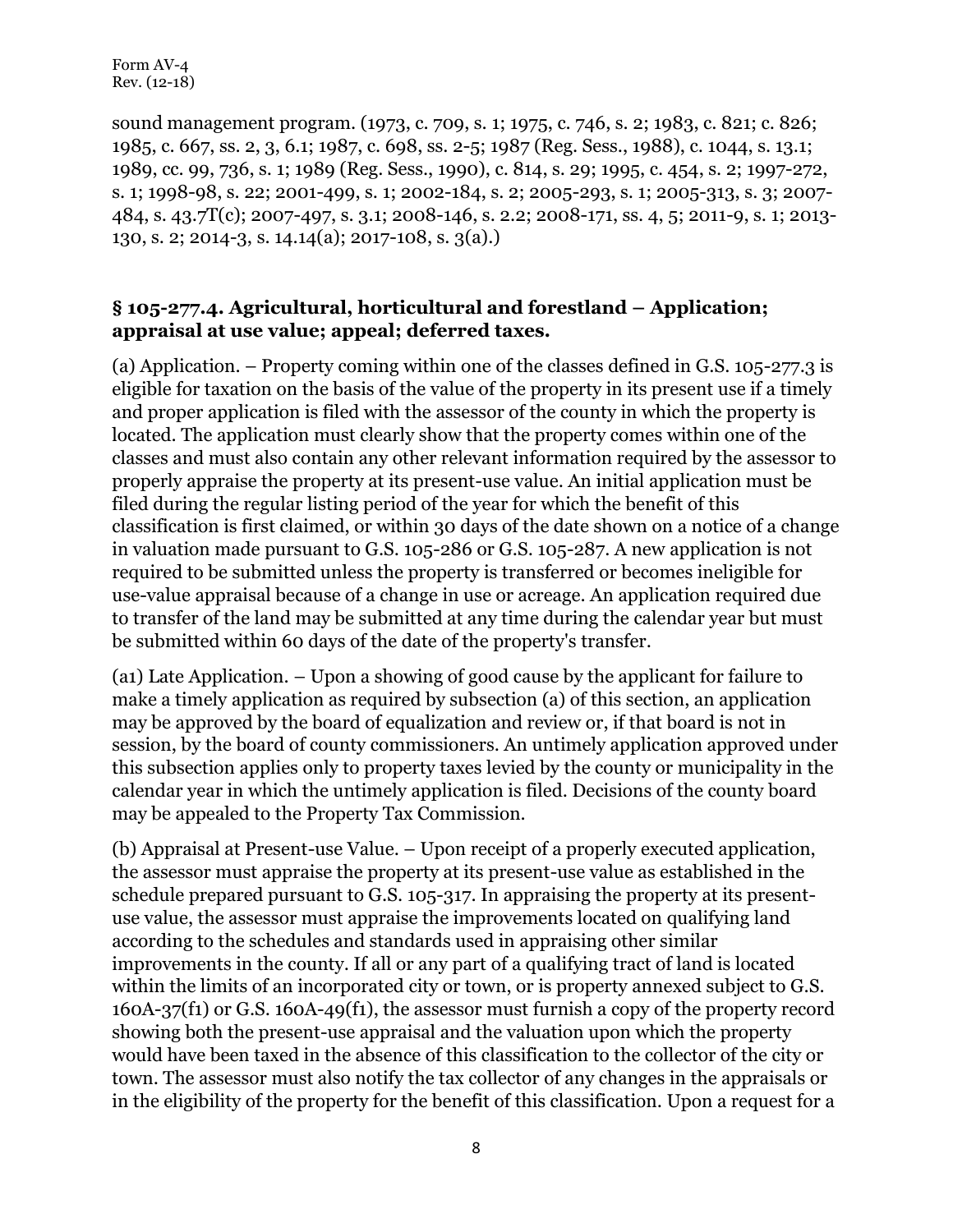sound management program. (1973, c. 709, s. 1; 1975, c. 746, s. 2; 1983, c. 821; c. 826; 1985, c. 667, ss. 2, 3, 6.1; 1987, c. 698, ss. 2-5; 1987 (Reg. Sess., 1988), c. 1044, s. 13.1; 1989, cc. 99, 736, s. 1; 1989 (Reg. Sess., 1990), c. 814, s. 29; 1995, c. 454, s. 2; 1997-272, s. 1; 1998-98, s. 22; 2001-499, s. 1; 2002-184, s. 2; 2005-293, s. 1; 2005-313, s. 3; 2007-484, s. 43.7T(c); 2007-497, s. 3.1; 2008-146, s. 2.2; 2008-171, ss. 4, 5; 2011-9, s. 1; 2013-130, s. 2; 2014-3, s. 14.14(a); 2017-108, s. 3(a).)

### § 105-277.4. Agricultural, horticultural and forestland – Application; appraisal at use value; appeal; deferred taxes.

(a) Application. – Property coming within one of the classes defined in G.S. 105-277.3 is eligible for taxation on the basis of the value of the property in its present use if a timely and proper application is filed with the assessor of the county in which the property is located. The application must clearly show that the property comes within one of the classes and must also contain any other relevant information required by the assessor to properly appraise the property at its present-use value. An initial application must be filed during the regular listing period of the year for which the benefit of this classification is first claimed, or within 30 days of the date shown on a notice of a change in valuation made pursuant to G.S. 105-286 or G.S. 105-287. A new application is not required to be submitted unless the property is transferred or becomes ineligible for use-value appraisal because of a change in use or acreage. An application required due to transfer of the land may be submitted at any time during the calendar year but must be submitted within 60 days of the date of the property's transfer.

(a1) Late Application. – Upon a showing of good cause by the applicant for failure to make a timely application as required by subsection (a) of this section, an application may be approved by the board of equalization and review or, if that board is not in session, by the board of county commissioners. An untimely application approved under this subsection applies only to property taxes levied by the county or municipality in the calendar year in which the untimely application is filed. Decisions of the county board may be appealed to the Property Tax Commission.

(b) Appraisal at Present-use Value. – Upon receipt of a properly executed application, the assessor must appraise the property at its present-use value as established in the schedule prepared pursuant to G.S. 105-317. In appraising the property at its present-use value, the assessor must appraise the improvements located on qualifying land according to the schedules and standards used in appraising other similar improvements in the county. If all or any part of a qualifying tract of land is located within the limits of an incorporated city or town, or is property annexed subject to G.S. 160A-37(f1) or G.S. 160A-49(f1), the assessor must furnish a copy of the property record showing both the present-use appraisal and the valuation upon which the property would have been taxed in the absence of this classification to the collector of the city or town. The assessor must also notify the tax collector of any changes in the appraisals or in the eligibility of the property for the benefit of this classification. Upon a request for a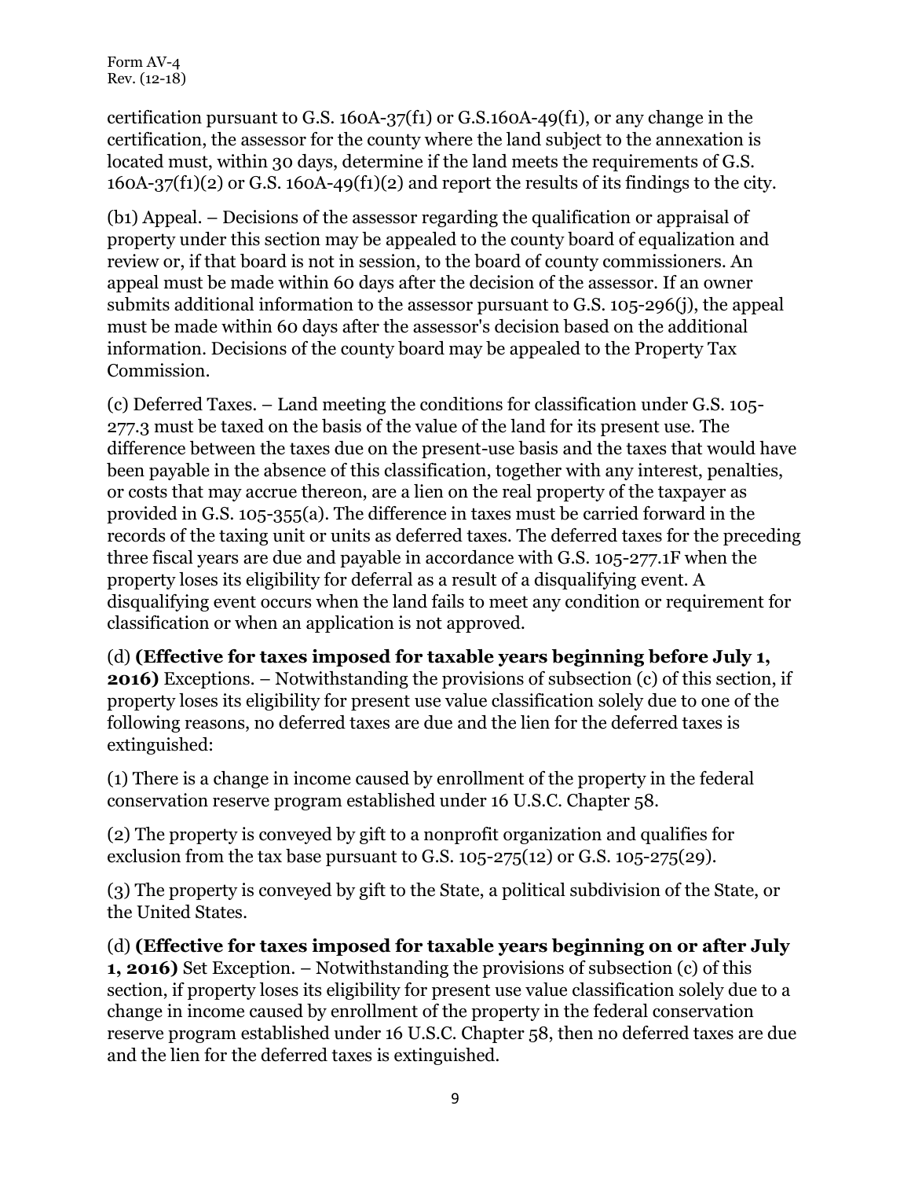certification pursuant to G.S. 160A-37(f1) or G.S.160A-49(f1), or any change in the certification, the assessor for the county where the land subject to the annexation is located must, within 30 days, determine if the land meets the requirements of G.S. 160A-37(f1)(2) or G.S. 160A-49(f1)(2) and report the results of its findings to the city.

(b1) Appeal. – Decisions of the assessor regarding the qualification or appraisal of property under this section may be appealed to the county board of equalization and review or, if that board is not in session, to the board of county commissioners. An appeal must be made within 60 days after the decision of the assessor. If an owner submits additional information to the assessor pursuant to G.S. 105-296(j), the appeal must be made within 60 days after the assessor's decision based on the additional information. Decisions of the county board may be appealed to the Property Tax Commission.

(c) Deferred Taxes. – Land meeting the conditions for classification under G.S. 105-277.3 must be taxed on the basis of the value of the land for its present use. The difference between the taxes due on the present-use basis and the taxes that would have been payable in the absence of this classification, together with any interest, penalties, or costs that may accrue thereon, are a lien on the real property of the taxpayer as provided in G.S. 105-355(a). The difference in taxes must be carried forward in the records of the taxing unit or units as deferred taxes. The deferred taxes for the preceding three fiscal years are due and payable in accordance with G.S. 105-277.1F when the property loses its eligibility for deferral as a result of a disqualifying event. A disqualifying event occurs when the land fails to meet any condition or requirement for classification or when an application is not approved.

(d) **(Effective for taxes imposed for taxable years beginning before July 1, 2016)** Exceptions. – Notwithstanding the provisions of subsection (c) of this section, if property loses its eligibility for present use value classification solely due to one of the following reasons, no deferred taxes are due and the lien for the deferred taxes is extinguished:

(1) There is a change in income caused by enrollment of the property in the federal conservation reserve program established under 16 U.S.C. Chapter 58.

(2) The property is conveyed by gift to a nonprofit organization and qualifies for exclusion from the tax base pursuant to G.S. 105-275(12) or G.S. 105-275(29).

(3) The property is conveyed by gift to the State, a political subdivision of the State, or the United States.

(d) **(Effective for taxes imposed for taxable years beginning on or after July 1, 2016)** Set Exception. – Notwithstanding the provisions of subsection (c) of this section, if property loses its eligibility for present use value classification solely due to a change in income caused by enrollment of the property in the federal conservation reserve program established under 16 U.S.C. Chapter 58, then no deferred taxes are due and the lien for the deferred taxes is extinguished.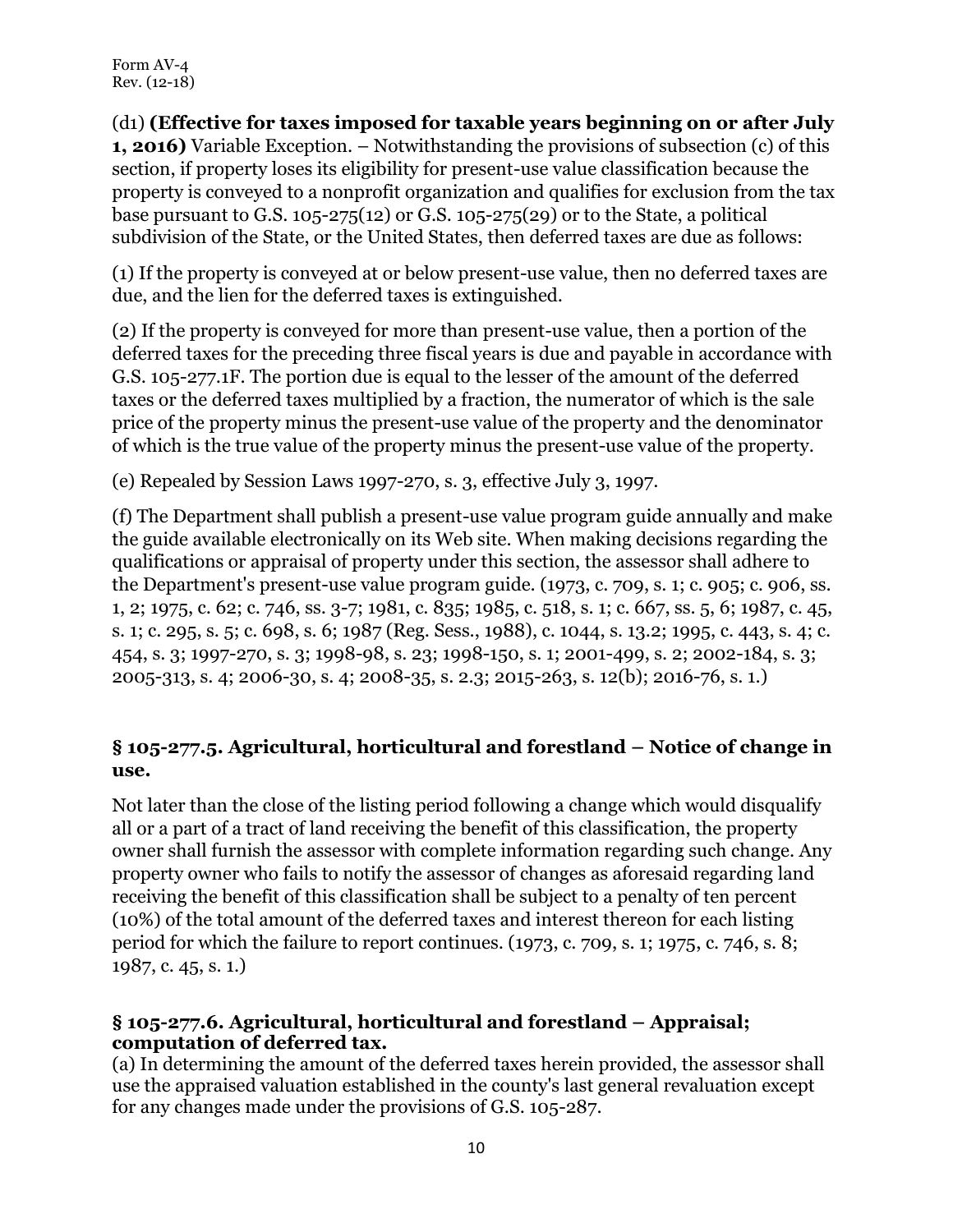(d1) **(Effective for taxes imposed for taxable years beginning on or after July 1, 2016)** Variable Exception. – Notwithstanding the provisions of subsection (c) of this section, if property loses its eligibility for present-use value classification because the property is conveyed to a nonprofit organization and qualifies for exclusion from the tax base pursuant to G.S. 105-275(12) or G.S. 105-275(29) or to the State, a political subdivision of the State, or the United States, then deferred taxes are due as follows:

(1) If the property is conveyed at or below present-use value, then no deferred taxes are due, and the lien for the deferred taxes is extinguished.

(2) If the property is conveyed for more than present-use value, then a portion of the deferred taxes for the preceding three fiscal years is due and payable in accordance with G.S. 105-277.1F. The portion due is equal to the lesser of the amount of the deferred taxes or the deferred taxes multiplied by a fraction, the numerator of which is the sale price of the property minus the present-use value of the property and the denominator of which is the true value of the property minus the present-use value of the property.

(e) Repealed by Session Laws 1997-270, s. 3, effective July 3, 1997.

(f) The Department shall publish a present-use value program guide annually and make the guide available electronically on its Web site. When making decisions regarding the qualifications or appraisal of property under this section, the assessor shall adhere to the Department's present-use value program guide. (1973, c. 709, s. 1; c. 905; c. 906, ss. 1, 2; 1975, c. 62; c. 746, ss. 3-7; 1981, c. 835; 1985, c. 518, s. 1; c. 667, ss. 5, 6; 1987, c. 45, s. 1; c. 295, s. 5; c. 698, s. 6; 1987 (Reg. Sess., 1988), c. 1044, s. 13.2; 1995, c. 443, s. 4; c. 454, s. 3; 1997-270, s. 3; 1998-98, s. 23; 1998-150, s. 1; 2001-499, s. 2; 2002-184, s. 3; 2005-313, s. 4; 2006-30, s. 4; 2008-35, s. 2.3; 2015-263, s. 12(b); 2016-76, s. 1.)

### § 105-277.5. Agricultural, horticultural and forestland – Notice of change in use.

Not later than the close of the listing period following a change which would disqualify all or a part of a tract of land receiving the benefit of this classification, the property owner shall furnish the assessor with complete information regarding such change. Any property owner who fails to notify the assessor of changes as aforesaid regarding land receiving the benefit of this classification shall be subject to a penalty of ten percent (10%) of the total amount of the deferred taxes and interest thereon for each listing period for which the failure to report continues. (1973, c. 709, s. 1; 1975, c. 746, s. 8; 1987, c. 45, s. 1.)

### § 105-277.6. Agricultural, horticultural and forestland – Appraisal; computation of deferred tax.

(a) In determining the amount of the deferred taxes herein provided, the assessor shall use the appraised valuation established in the county's last general revaluation except for any changes made under the provisions of G.S. 105-287.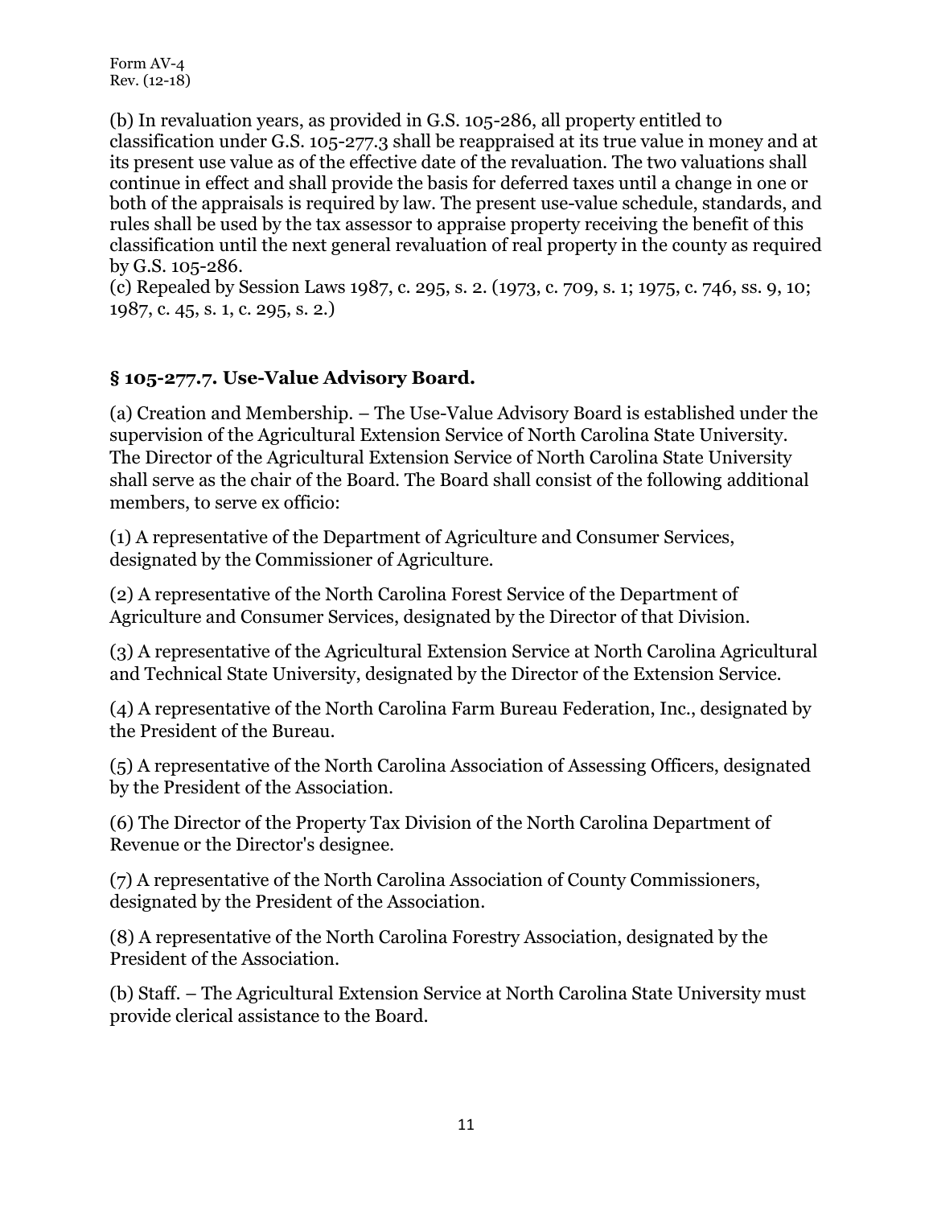(b) In revaluation years, as provided in G.S. 105-286, all property entitled to classification under G.S. 105-277.3 shall be reappraised at its true value in money and at its present use value as of the effective date of the revaluation. The two valuations shall continue in effect and shall provide the basis for deferred taxes until a change in one or both of the appraisals is required by law. The present use-value schedule, standards, and rules shall be used by the tax assessor to appraise property receiving the benefit of this classification until the next general revaluation of real property in the county as required by G.S. 105-286.

(c) Repealed by Session Laws 1987, c. 295, s. 2. (1973, c. 709, s. 1; 1975, c. 746, ss. 9, 10; 1987, c. 45, s. 1, c. 295, s. 2.)

### § 105-277.7. Use-Value Advisory Board.

(a) Creation and Membership. – The Use-Value Advisory Board is established under the supervision of the Agricultural Extension Service of North Carolina State University. The Director of the Agricultural Extension Service of North Carolina State University shall serve as the chair of the Board. The Board shall consist of the following additional members, to serve ex officio:

(1) A representative of the Department of Agriculture and Consumer Services, designated by the Commissioner of Agriculture.

(2) A representative of the North Carolina Forest Service of the Department of Agriculture and Consumer Services, designated by the Director of that Division.

(3) A representative of the Agricultural Extension Service at North Carolina Agricultural and Technical State University, designated by the Director of the Extension Service.

(4) A representative of the North Carolina Farm Bureau Federation, Inc., designated by the President of the Bureau.

(5) A representative of the North Carolina Association of Assessing Officers, designated by the President of the Association.

(6) The Director of the Property Tax Division of the North Carolina Department of Revenue or the Director's designee.

(7) A representative of the North Carolina Association of County Commissioners, designated by the President of the Association.

(8) A representative of the North Carolina Forestry Association, designated by the President of the Association.

(b) Staff. – The Agricultural Extension Service at North Carolina State University must provide clerical assistance to the Board.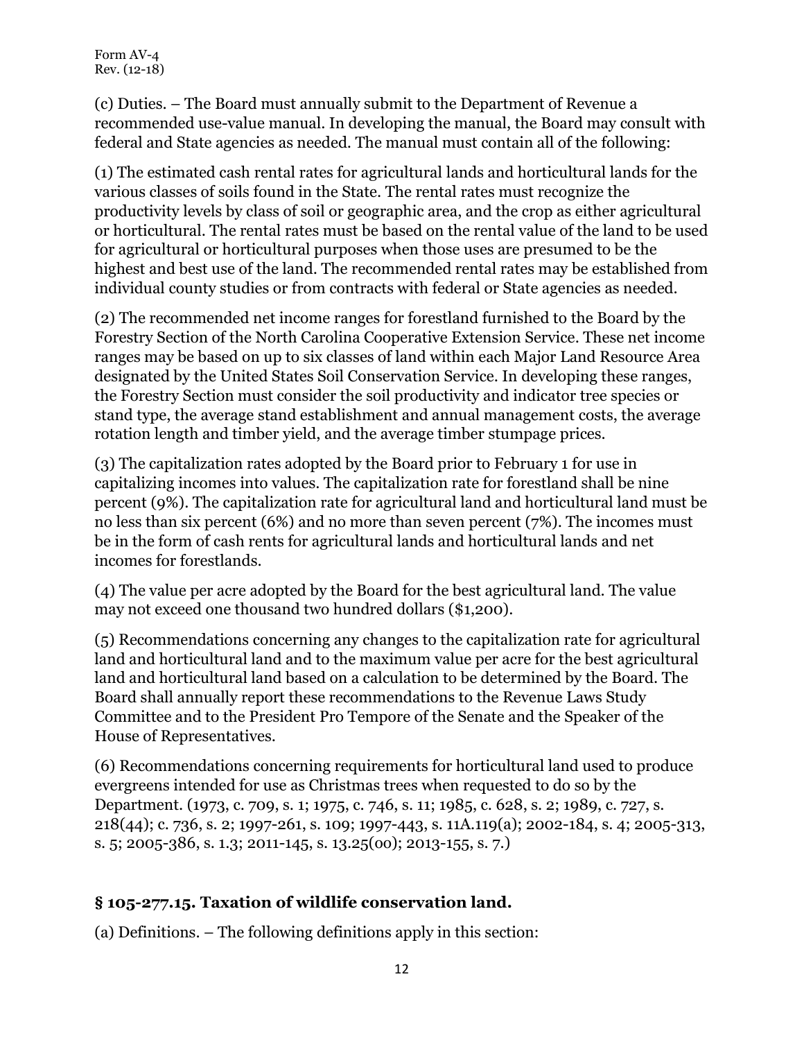(c) Duties. – The Board must annually submit to the Department of Revenue a recommended use-value manual. In developing the manual, the Board may consult with federal and State agencies as needed. The manual must contain all of the following:

(1) The estimated cash rental rates for agricultural lands and horticultural lands for the various classes of soils found in the State. The rental rates must recognize the productivity levels by class of soil or geographic area, and the crop as either agricultural or horticultural. The rental rates must be based on the rental value of the land to be used for agricultural or horticultural purposes when those uses are presumed to be the highest and best use of the land. The recommended rental rates may be established from individual county studies or from contracts with federal or State agencies as needed.

(2) The recommended net income ranges for forestland furnished to the Board by the Forestry Section of the North Carolina Cooperative Extension Service. These net income ranges may be based on up to six classes of land within each Major Land Resource Area designated by the United States Soil Conservation Service. In developing these ranges, the Forestry Section must consider the soil productivity and indicator tree species or stand type, the average stand establishment and annual management costs, the average rotation length and timber yield, and the average timber stumpage prices.

(3) The capitalization rates adopted by the Board prior to February 1 for use in capitalizing incomes into values. The capitalization rate for forestland shall be nine percent (9%). The capitalization rate for agricultural land and horticultural land must be no less than six percent (6%) and no more than seven percent (7%). The incomes must be in the form of cash rents for agricultural lands and horticultural lands and net incomes for forestlands.

(4) The value per acre adopted by the Board for the best agricultural land. The value may not exceed one thousand two hundred dollars ($1,200).

(5) Recommendations concerning any changes to the capitalization rate for agricultural land and horticultural land and to the maximum value per acre for the best agricultural land and horticultural land based on a calculation to be determined by the Board. The Board shall annually report these recommendations to the Revenue Laws Study Committee and to the President Pro Tempore of the Senate and the Speaker of the House of Representatives.

(6) Recommendations concerning requirements for horticultural land used to produce evergreens intended for use as Christmas trees when requested to do so by the Department. (1973, c. 709, s. 1; 1975, c. 746, s. 11; 1985, c. 628, s. 2; 1989, c. 727, s. 218(44); c. 736, s. 2; 1997-261, s. 109; 1997-443, s. 11A.119(a); 2002-184, s. 4; 2005-313, s. 5; 2005-386, s. 1.3; 2011-145, s. 13.25(oo); 2013-155, s. 7.)

## § 105-277.15. Taxation of wildlife conservation land.

(a) Definitions. – The following definitions apply in this section: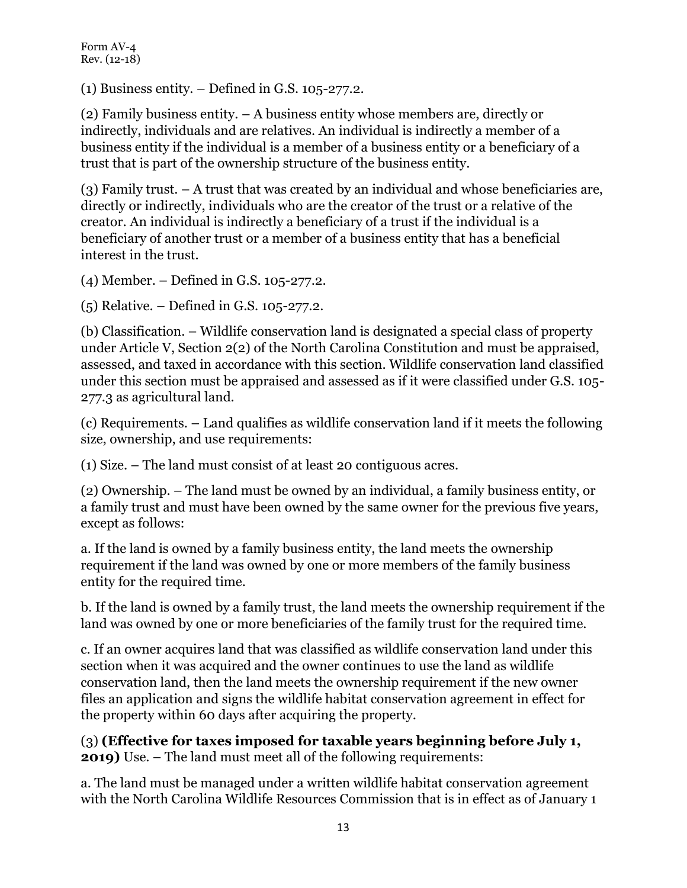(1) Business entity. – Defined in G.S. 105-277.2.

(2) Family business entity. – A business entity whose members are, directly or indirectly, individuals and are relatives. An individual is indirectly a member of a business entity if the individual is a member of a business entity or a beneficiary of a trust that is part of the ownership structure of the business entity.

(3) Family trust. – A trust that was created by an individual and whose beneficiaries are, directly or indirectly, individuals who are the creator of the trust or a relative of the creator. An individual is indirectly a beneficiary of a trust if the individual is a beneficiary of another trust or a member of a business entity that has a beneficial interest in the trust.

(4) Member. – Defined in G.S. 105-277.2.

(5) Relative. – Defined in G.S. 105-277.2.

(b) Classification. – Wildlife conservation land is designated a special class of property under Article V, Section 2(2) of the North Carolina Constitution and must be appraised, assessed, and taxed in accordance with this section. Wildlife conservation land classified under this section must be appraised and assessed as if it were classified under G.S. 105-277.3 as agricultural land.

(c) Requirements. – Land qualifies as wildlife conservation land if it meets the following size, ownership, and use requirements:

(1) Size. – The land must consist of at least 20 contiguous acres.

(2) Ownership. – The land must be owned by an individual, a family business entity, or a family trust and must have been owned by the same owner for the previous five years, except as follows:

a. If the land is owned by a family business entity, the land meets the ownership requirement if the land was owned by one or more members of the family business entity for the required time.

b. If the land is owned by a family trust, the land meets the ownership requirement if the land was owned by one or more beneficiaries of the family trust for the required time.

c. If an owner acquires land that was classified as wildlife conservation land under this section when it was acquired and the owner continues to use the land as wildlife conservation land, then the land meets the ownership requirement if the new owner files an application and signs the wildlife habitat conservation agreement in effect for the property within 60 days after acquiring the property.

(3) **(Effective for taxes imposed for taxable years beginning before July 1, 2019)** Use. – The land must meet all of the following requirements:

a. The land must be managed under a written wildlife habitat conservation agreement with the North Carolina Wildlife Resources Commission that is in effect as of January 1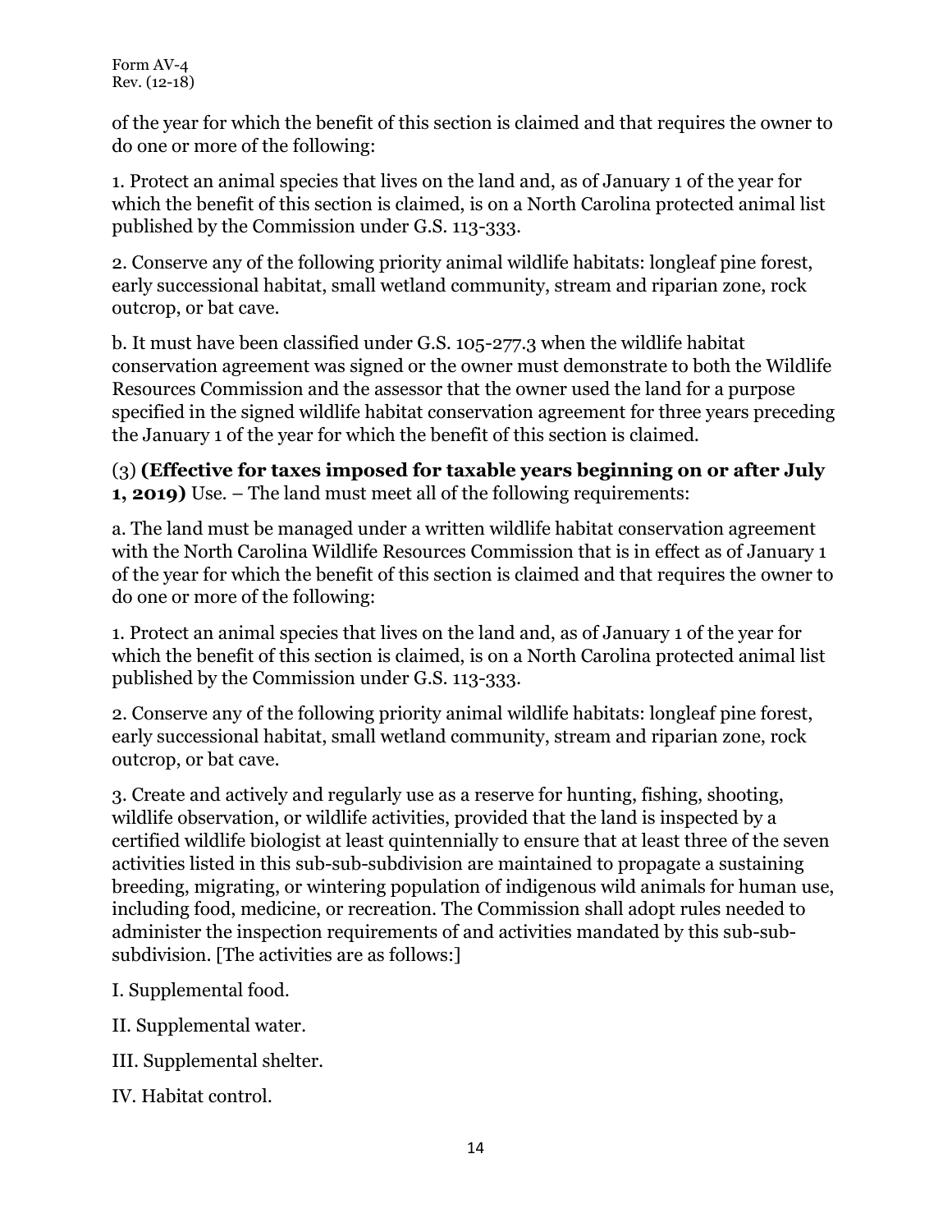of the year for which the benefit of this section is claimed and that requires the owner to do one or more of the following:

1. Protect an animal species that lives on the land and, as of January 1 of the year for which the benefit of this section is claimed, is on a North Carolina protected animal list published by the Commission under G.S. 113-333.

2. Conserve any of the following priority animal wildlife habitats: longleaf pine forest, early successional habitat, small wetland community, stream and riparian zone, rock outcrop, or bat cave.

b. It must have been classified under G.S. 105-277.3 when the wildlife habitat conservation agreement was signed or the owner must demonstrate to both the Wildlife Resources Commission and the assessor that the owner used the land for a purpose specified in the signed wildlife habitat conservation agreement for three years preceding the January 1 of the year for which the benefit of this section is claimed.

(3) **(Effective for taxes imposed for taxable years beginning on or after July 1, 2019)** Use. – The land must meet all of the following requirements:

a. The land must be managed under a written wildlife habitat conservation agreement with the North Carolina Wildlife Resources Commission that is in effect as of January 1 of the year for which the benefit of this section is claimed and that requires the owner to do one or more of the following:

1. Protect an animal species that lives on the land and, as of January 1 of the year for which the benefit of this section is claimed, is on a North Carolina protected animal list published by the Commission under G.S. 113-333.

2. Conserve any of the following priority animal wildlife habitats: longleaf pine forest, early successional habitat, small wetland community, stream and riparian zone, rock outcrop, or bat cave.

3. Create and actively and regularly use as a reserve for hunting, fishing, shooting, wildlife observation, or wildlife activities, provided that the land is inspected by a certified wildlife biologist at least quintennially to ensure that at least three of the seven activities listed in this sub-sub-subdivision are maintained to propagate a sustaining breeding, migrating, or wintering population of indigenous wild animals for human use, including food, medicine, or recreation. The Commission shall adopt rules needed to administer the inspection requirements of and activities mandated by this sub-sub-subdivision. [The activities are as follows:]

I. Supplemental food.

II. Supplemental water.

III. Supplemental shelter.

IV. Habitat control.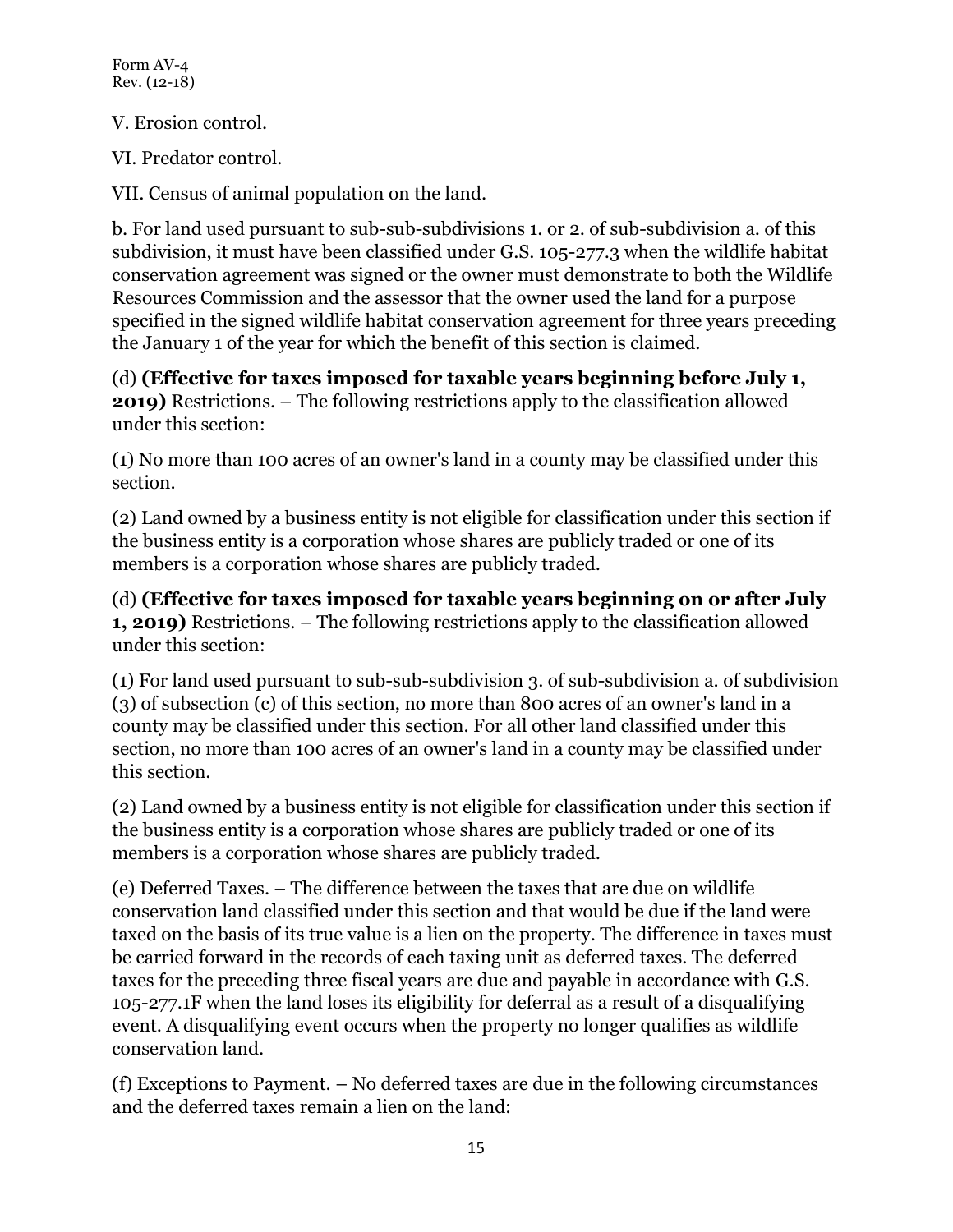V. Erosion control.

VI. Predator control.

VII. Census of animal population on the land.

b. For land used pursuant to sub-sub-subdivisions 1. or 2. of sub-subdivision a. of this subdivision, it must have been classified under G.S. 105-277.3 when the wildlife habitat conservation agreement was signed or the owner must demonstrate to both the Wildlife Resources Commission and the assessor that the owner used the land for a purpose specified in the signed wildlife habitat conservation agreement for three years preceding the January 1 of the year for which the benefit of this section is claimed.

(d) **(Effective for taxes imposed for taxable years beginning before July 1, 2019)** Restrictions. – The following restrictions apply to the classification allowed under this section:

(1) No more than 100 acres of an owner's land in a county may be classified under this section.

(2) Land owned by a business entity is not eligible for classification under this section if the business entity is a corporation whose shares are publicly traded or one of its members is a corporation whose shares are publicly traded.

(d) **(Effective for taxes imposed for taxable years beginning on or after July 1, 2019)** Restrictions. – The following restrictions apply to the classification allowed under this section:

(1) For land used pursuant to sub-sub-subdivision 3. of sub-subdivision a. of subdivision (3) of subsection (c) of this section, no more than 800 acres of an owner's land in a county may be classified under this section. For all other land classified under this section, no more than 100 acres of an owner's land in a county may be classified under this section.

(2) Land owned by a business entity is not eligible for classification under this section if the business entity is a corporation whose shares are publicly traded or one of its members is a corporation whose shares are publicly traded.

(e) Deferred Taxes. – The difference between the taxes that are due on wildlife conservation land classified under this section and that would be due if the land were taxed on the basis of its true value is a lien on the property. The difference in taxes must be carried forward in the records of each taxing unit as deferred taxes. The deferred taxes for the preceding three fiscal years are due and payable in accordance with G.S. 105-277.1F when the land loses its eligibility for deferral as a result of a disqualifying event. A disqualifying event occurs when the property no longer qualifies as wildlife conservation land.

(f) Exceptions to Payment. – No deferred taxes are due in the following circumstances and the deferred taxes remain a lien on the land: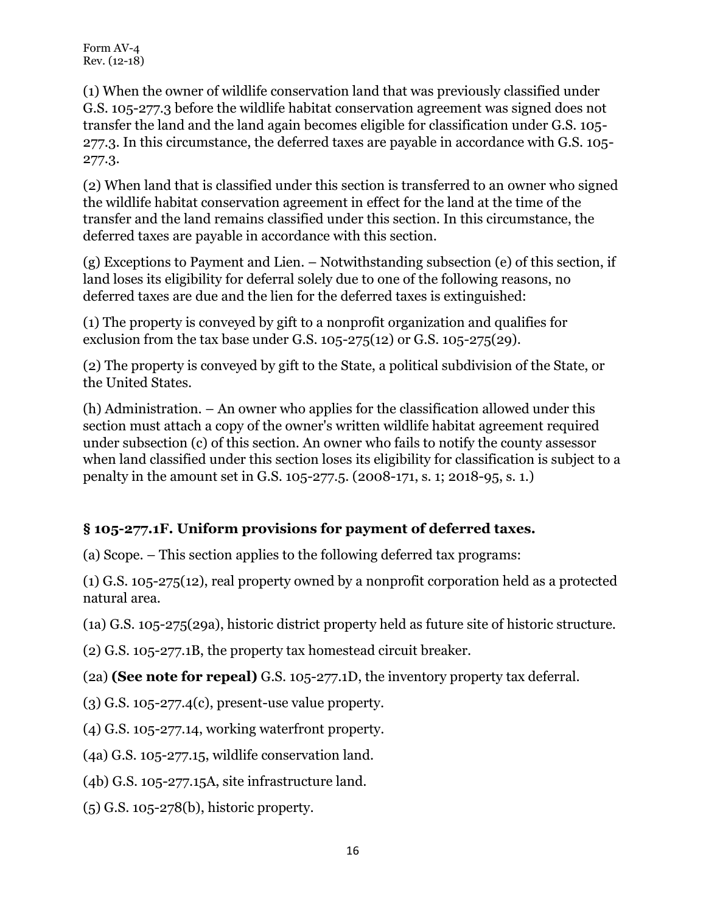(1) When the owner of wildlife conservation land that was previously classified under G.S. 105-277.3 before the wildlife habitat conservation agreement was signed does not transfer the land and the land again becomes eligible for classification under G.S. 105-277.3. In this circumstance, the deferred taxes are payable in accordance with G.S. 105-277.3.

(2) When land that is classified under this section is transferred to an owner who signed the wildlife habitat conservation agreement in effect for the land at the time of the transfer and the land remains classified under this section. In this circumstance, the deferred taxes are payable in accordance with this section.

(g) Exceptions to Payment and Lien. – Notwithstanding subsection (e) of this section, if land loses its eligibility for deferral solely due to one of the following reasons, no deferred taxes are due and the lien for the deferred taxes is extinguished:

(1) The property is conveyed by gift to a nonprofit organization and qualifies for exclusion from the tax base under G.S. 105-275(12) or G.S. 105-275(29).

(2) The property is conveyed by gift to the State, a political subdivision of the State, or the United States.

(h) Administration. – An owner who applies for the classification allowed under this section must attach a copy of the owner's written wildlife habitat agreement required under subsection (c) of this section. An owner who fails to notify the county assessor when land classified under this section loses its eligibility for classification is subject to a penalty in the amount set in G.S. 105-277.5. (2008-171, s. 1; 2018-95, s. 1.)

### § 105-277.1F. Uniform provisions for payment of deferred taxes.

(a) Scope. – This section applies to the following deferred tax programs:

(1) G.S. 105-275(12), real property owned by a nonprofit corporation held as a protected natural area.

(1a) G.S. 105-275(29a), historic district property held as future site of historic structure.

(2) G.S. 105-277.1B, the property tax homestead circuit breaker.

(2a) **(See note for repeal)** G.S. 105-277.1D, the inventory property tax deferral.

(3) G.S. 105-277.4(c), present-use value property.

(4) G.S. 105-277.14, working waterfront property.

(4a) G.S. 105-277.15, wildlife conservation land.

(4b) G.S. 105-277.15A, site infrastructure land.

(5) G.S. 105-278(b), historic property.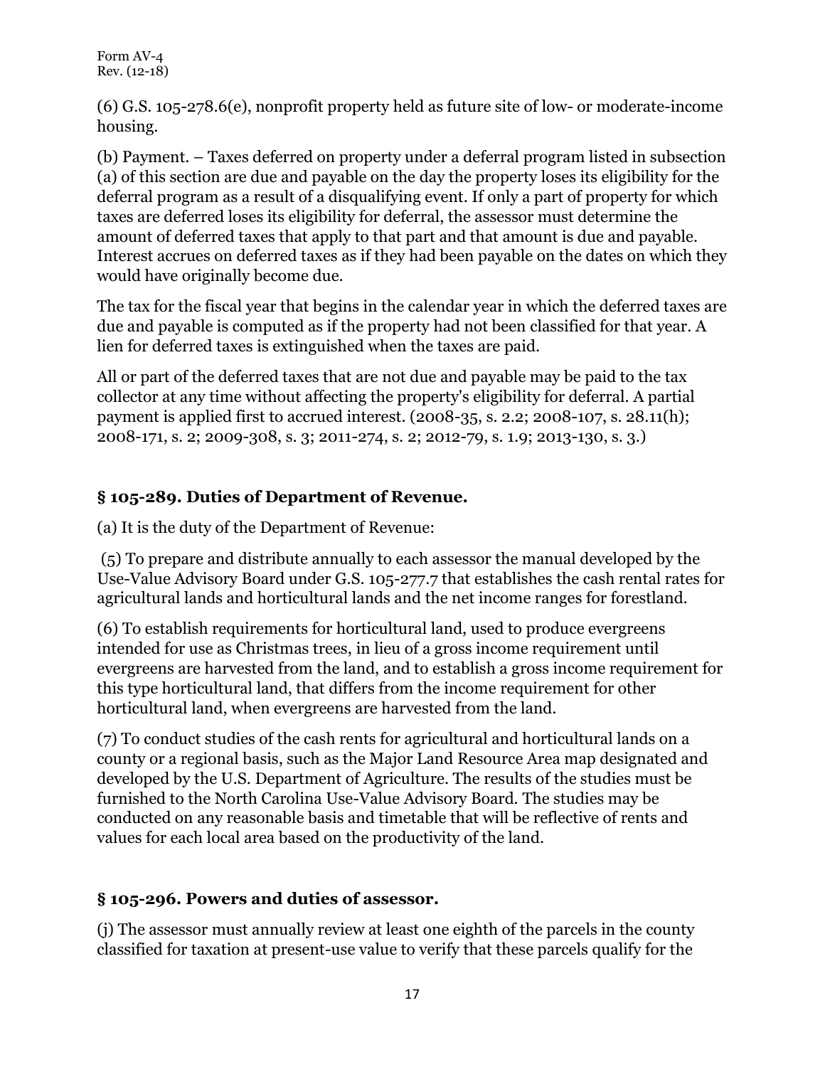(6) G.S. 105-278.6(e), nonprofit property held as future site of low- or moderate-income housing.

(b) Payment. – Taxes deferred on property under a deferral program listed in subsection (a) of this section are due and payable on the day the property loses its eligibility for the deferral program as a result of a disqualifying event. If only a part of property for which taxes are deferred loses its eligibility for deferral, the assessor must determine the amount of deferred taxes that apply to that part and that amount is due and payable. Interest accrues on deferred taxes as if they had been payable on the dates on which they would have originally become due.

The tax for the fiscal year that begins in the calendar year in which the deferred taxes are due and payable is computed as if the property had not been classified for that year. A lien for deferred taxes is extinguished when the taxes are paid.

All or part of the deferred taxes that are not due and payable may be paid to the tax collector at any time without affecting the property's eligibility for deferral. A partial payment is applied first to accrued interest. (2008-35, s. 2.2; 2008-107, s. 28.11(h); 2008-171, s. 2; 2009-308, s. 3; 2011-274, s. 2; 2012-79, s. 1.9; 2013-130, s. 3.)

## § 105-289. Duties of Department of Revenue.

(a) It is the duty of the Department of Revenue:

(5) To prepare and distribute annually to each assessor the manual developed by the Use-Value Advisory Board under G.S. 105-277.7 that establishes the cash rental rates for agricultural lands and horticultural lands and the net income ranges for forestland.

(6) To establish requirements for horticultural land, used to produce evergreens intended for use as Christmas trees, in lieu of a gross income requirement until evergreens are harvested from the land, and to establish a gross income requirement for this type horticultural land, that differs from the income requirement for other horticultural land, when evergreens are harvested from the land.

(7) To conduct studies of the cash rents for agricultural and horticultural lands on a county or a regional basis, such as the Major Land Resource Area map designated and developed by the U.S. Department of Agriculture. The results of the studies must be furnished to the North Carolina Use-Value Advisory Board. The studies may be conducted on any reasonable basis and timetable that will be reflective of rents and values for each local area based on the productivity of the land.

## § 105-296. Powers and duties of assessor.

(j) The assessor must annually review at least one eighth of the parcels in the county classified for taxation at present-use value to verify that these parcels qualify for the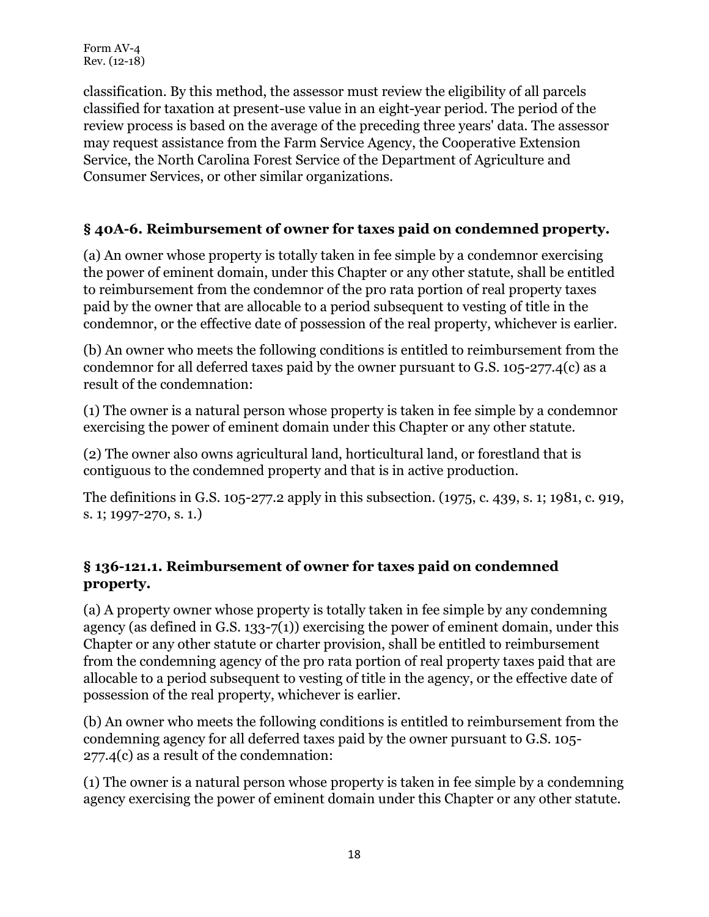classification. By this method, the assessor must review the eligibility of all parcels classified for taxation at present-use value in an eight-year period. The period of the review process is based on the average of the preceding three years' data. The assessor may request assistance from the Farm Service Agency, the Cooperative Extension Service, the North Carolina Forest Service of the Department of Agriculture and Consumer Services, or other similar organizations.

### § 40A-6. Reimbursement of owner for taxes paid on condemned property.

(a) An owner whose property is totally taken in fee simple by a condemnor exercising the power of eminent domain, under this Chapter or any other statute, shall be entitled to reimbursement from the condemnor of the pro rata portion of real property taxes paid by the owner that are allocable to a period subsequent to vesting of title in the condemnor, or the effective date of possession of the real property, whichever is earlier.

(b) An owner who meets the following conditions is entitled to reimbursement from the condemnor for all deferred taxes paid by the owner pursuant to G.S. 105-277.4(c) as a result of the condemnation:

(1) The owner is a natural person whose property is taken in fee simple by a condemnor exercising the power of eminent domain under this Chapter or any other statute.

(2) The owner also owns agricultural land, horticultural land, or forestland that is contiguous to the condemned property and that is in active production.

The definitions in G.S. 105-277.2 apply in this subsection. (1975, c. 439, s. 1; 1981, c. 919, s. 1; 1997-270, s. 1.)

### § 136-121.1. Reimbursement of owner for taxes paid on condemned property.

(a) A property owner whose property is totally taken in fee simple by any condemning agency (as defined in G.S. 133-7(1)) exercising the power of eminent domain, under this Chapter or any other statute or charter provision, shall be entitled to reimbursement from the condemning agency of the pro rata portion of real property taxes paid that are allocable to a period subsequent to vesting of title in the agency, or the effective date of possession of the real property, whichever is earlier.

(b) An owner who meets the following conditions is entitled to reimbursement from the condemning agency for all deferred taxes paid by the owner pursuant to G.S. 105-277.4(c) as a result of the condemnation:

(1) The owner is a natural person whose property is taken in fee simple by a condemning agency exercising the power of eminent domain under this Chapter or any other statute.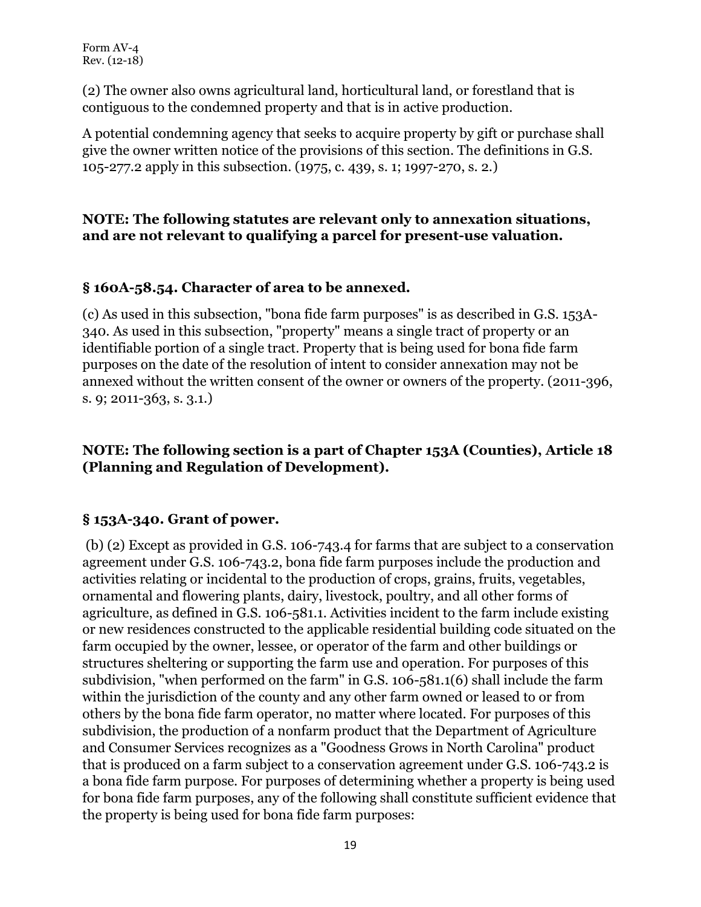(2) The owner also owns agricultural land, horticultural land, or forestland that is contiguous to the condemned property and that is in active production.

A potential condemning agency that seeks to acquire property by gift or purchase shall give the owner written notice of the provisions of this section. The definitions in G.S. 105-277.2 apply in this subsection. (1975, c. 439, s. 1; 1997-270, s. 2.)

**NOTE: The following statutes are relevant only to annexation situations, and are not relevant to qualifying a parcel for present-use valuation.**

### § 160A-58.54. Character of area to be annexed.

(c) As used in this subsection, "bona fide farm purposes" is as described in G.S. 153A-340. As used in this subsection, "property" means a single tract of property or an identifiable portion of a single tract. Property that is being used for bona fide farm purposes on the date of the resolution of intent to consider annexation may not be annexed without the written consent of the owner or owners of the property. (2011-396, s. 9; 2011-363, s. 3.1.)

**NOTE: The following section is a part of Chapter 153A (Counties), Article 18 (Planning and Regulation of Development).**

### § 153A-340. Grant of power.

(b) (2) Except as provided in G.S. 106-743.4 for farms that are subject to a conservation agreement under G.S. 106-743.2, bona fide farm purposes include the production and activities relating or incidental to the production of crops, grains, fruits, vegetables, ornamental and flowering plants, dairy, livestock, poultry, and all other forms of agriculture, as defined in G.S. 106-581.1. Activities incident to the farm include existing or new residences constructed to the applicable residential building code situated on the farm occupied by the owner, lessee, or operator of the farm and other buildings or structures sheltering or supporting the farm use and operation. For purposes of this subdivision, "when performed on the farm" in G.S. 106-581.1(6) shall include the farm within the jurisdiction of the county and any other farm owned or leased to or from others by the bona fide farm operator, no matter where located. For purposes of this subdivision, the production of a nonfarm product that the Department of Agriculture and Consumer Services recognizes as a "Goodness Grows in North Carolina" product that is produced on a farm subject to a conservation agreement under G.S. 106-743.2 is a bona fide farm purpose. For purposes of determining whether a property is being used for bona fide farm purposes, any of the following shall constitute sufficient evidence that the property is being used for bona fide farm purposes: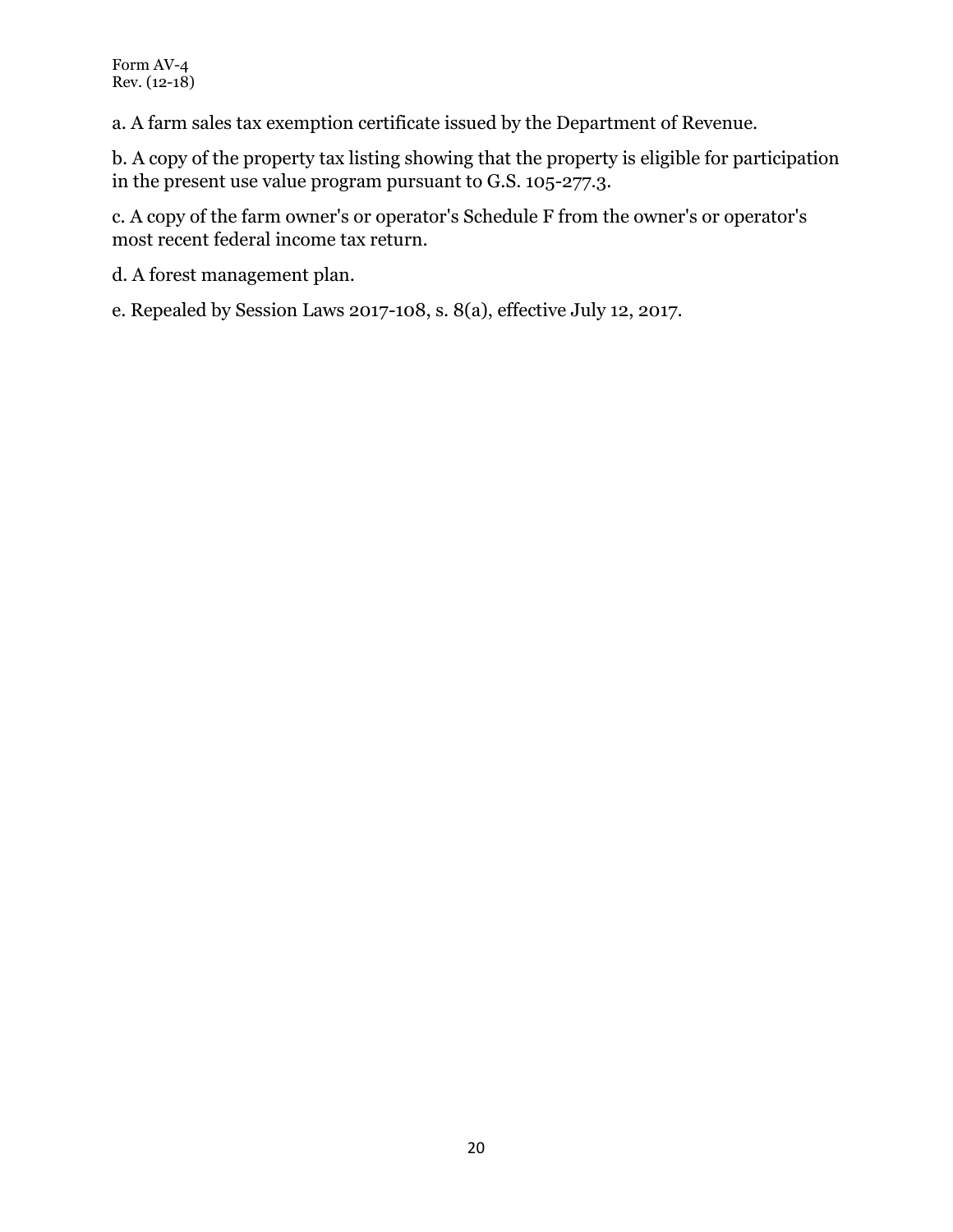a. A farm sales tax exemption certificate issued by the Department of Revenue.

b. A copy of the property tax listing showing that the property is eligible for participation in the present use value program pursuant to G.S. 105-277.3.

c. A copy of the farm owner's or operator's Schedule F from the owner's or operator's most recent federal income tax return.

d. A forest management plan.

e. Repealed by Session Laws 2017-108, s. 8(a), effective July 12, 2017.